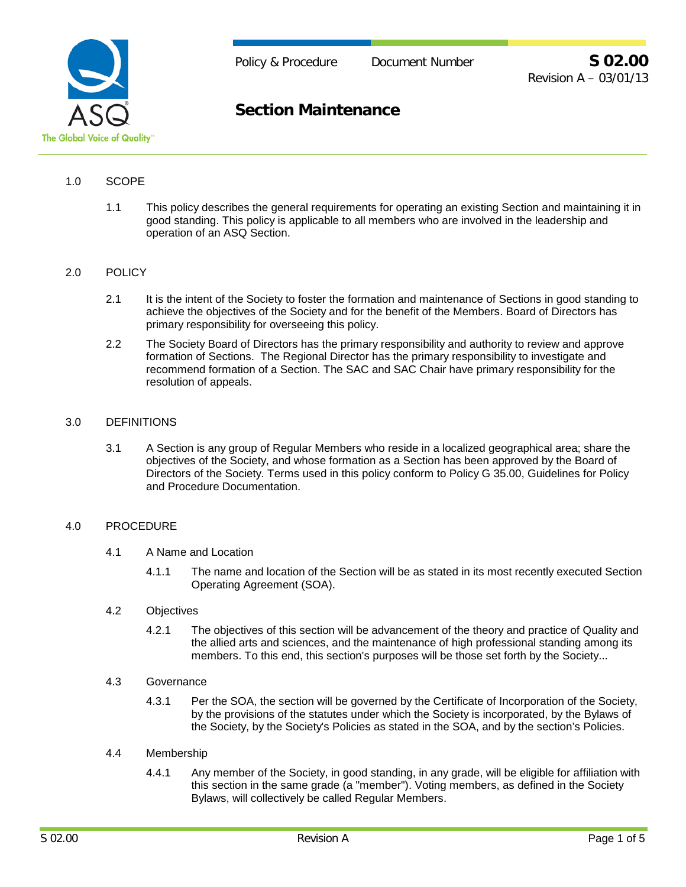Policy & Procedure | Document Number **S 02.00**
Revision A – 03/01/13

# Section Maintenance

## 1.0 SCOPE

1.1 This policy describes the general requirements for operating an existing Section and maintaining it in good standing. This policy is applicable to all members who are involved in the leadership and operation of an ASQ Section.

## 2.0 POLICY

2.1 It is the intent of the Society to foster the formation and maintenance of Sections in good standing to achieve the objectives of the Society and for the benefit of the Members. Board of Directors has primary responsibility for overseeing this policy.

2.2 The Society Board of Directors has the primary responsibility and authority to review and approve formation of Sections. The Regional Director has the primary responsibility to investigate and recommend formation of a Section. The SAC and SAC Chair have primary responsibility for the resolution of appeals.

## 3.0 DEFINITIONS

3.1 A Section is any group of Regular Members who reside in a localized geographical area; share the objectives of the Society, and whose formation as a Section has been approved by the Board of Directors of the Society. Terms used in this policy conform to Policy G 35.00, Guidelines for Policy and Procedure Documentation.

## 4.0 PROCEDURE

### 4.1 A Name and Location

4.1.1 The name and location of the Section will be as stated in its most recently executed Section Operating Agreement (SOA).

### 4.2 Objectives

4.2.1 The objectives of this section will be advancement of the theory and practice of Quality and the allied arts and sciences, and the maintenance of high professional standing among its members. To this end, this section's purposes will be those set forth by the Society...

### 4.3 Governance

4.3.1 Per the SOA, the section will be governed by the Certificate of Incorporation of the Society, by the provisions of the statutes under which the Society is incorporated, by the Bylaws of the Society, by the Society's Policies as stated in the SOA, and by the section's Policies.

### 4.4 Membership

4.4.1 Any member of the Society, in good standing, in any grade, will be eligible for affiliation with this section in the same grade (a "member"). Voting members, as defined in the Society Bylaws, will collectively be called Regular Members.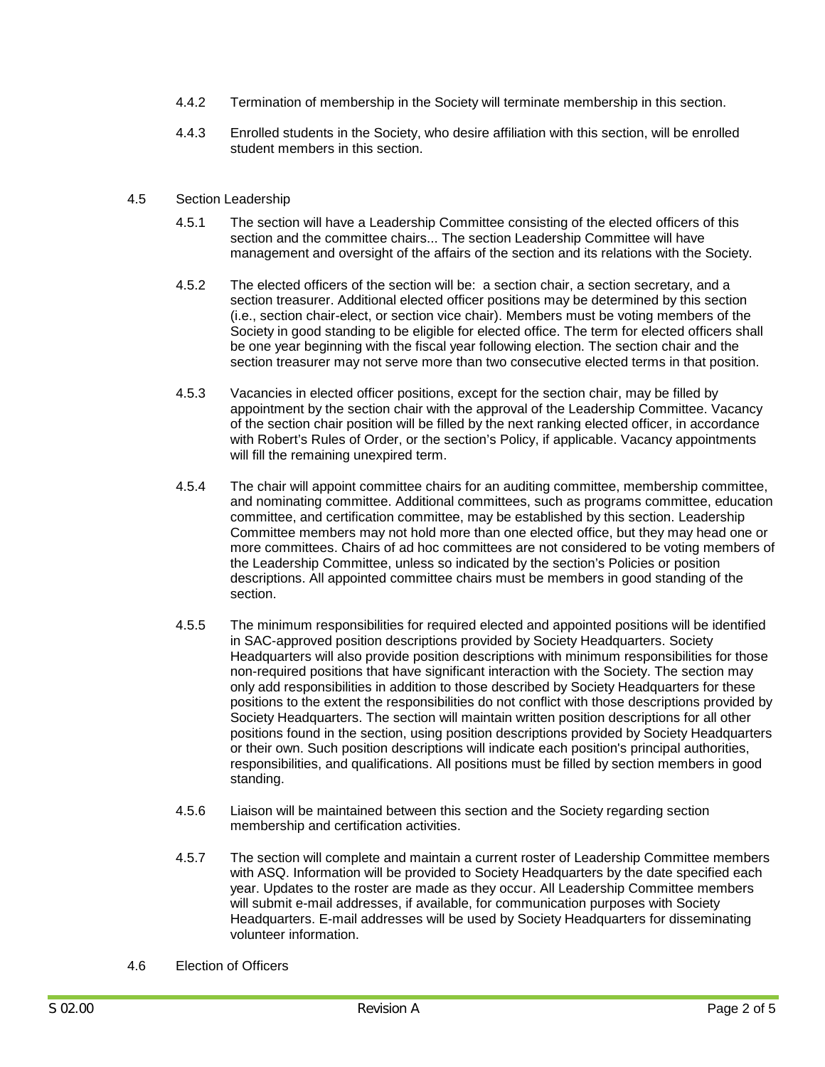4.4.2 Termination of membership in the Society will terminate membership in this section.

4.4.3 Enrolled students in the Society, who desire affiliation with this section, will be enrolled student members in this section.

4.5 Section Leadership

4.5.1 The section will have a Leadership Committee consisting of the elected officers of this section and the committee chairs... The section Leadership Committee will have management and oversight of the affairs of the section and its relations with the Society.

4.5.2 The elected officers of the section will be: a section chair, a section secretary, and a section treasurer. Additional elected officer positions may be determined by this section (i.e., section chair-elect, or section vice chair). Members must be voting members of the Society in good standing to be eligible for elected office. The term for elected officers shall be one year beginning with the fiscal year following election. The section chair and the section treasurer may not serve more than two consecutive elected terms in that position.

4.5.3 Vacancies in elected officer positions, except for the section chair, may be filled by appointment by the section chair with the approval of the Leadership Committee. Vacancy of the section chair position will be filled by the next ranking elected officer, in accordance with Robert's Rules of Order, or the section's Policy, if applicable. Vacancy appointments will fill the remaining unexpired term.

4.5.4 The chair will appoint committee chairs for an auditing committee, membership committee, and nominating committee. Additional committees, such as programs committee, education committee, and certification committee, may be established by this section. Leadership Committee members may not hold more than one elected office, but they may head one or more committees. Chairs of ad hoc committees are not considered to be voting members of the Leadership Committee, unless so indicated by the section's Policies or position descriptions. All appointed committee chairs must be members in good standing of the section.

4.5.5 The minimum responsibilities for required elected and appointed positions will be identified in SAC-approved position descriptions provided by Society Headquarters. Society Headquarters will also provide position descriptions with minimum responsibilities for those non-required positions that have significant interaction with the Society. The section may only add responsibilities in addition to those described by Society Headquarters for these positions to the extent the responsibilities do not conflict with those descriptions provided by Society Headquarters. The section will maintain written position descriptions for all other positions found in the section, using position descriptions provided by Society Headquarters or their own. Such position descriptions will indicate each position's principal authorities, responsibilities, and qualifications. All positions must be filled by section members in good standing.

4.5.6 Liaison will be maintained between this section and the Society regarding section membership and certification activities.

4.5.7 The section will complete and maintain a current roster of Leadership Committee members with ASQ. Information will be provided to Society Headquarters by the date specified each year. Updates to the roster are made as they occur. All Leadership Committee members will submit e-mail addresses, if available, for communication purposes with Society Headquarters. E-mail addresses will be used by Society Headquarters for disseminating volunteer information.

4.6 Election of Officers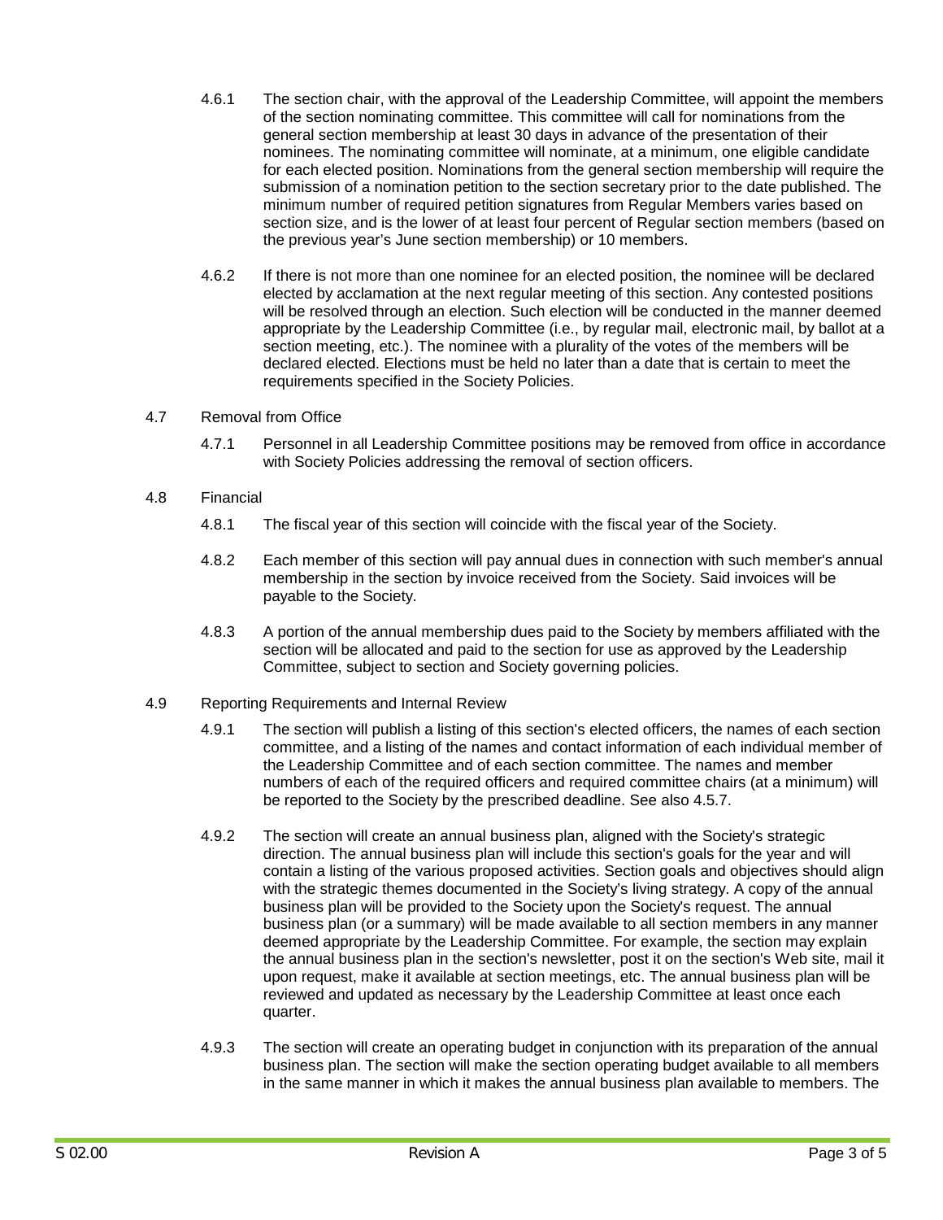4.6.1 The section chair, with the approval of the Leadership Committee, will appoint the members of the section nominating committee. This committee will call for nominations from the general section membership at least 30 days in advance of the presentation of their nominees. The nominating committee will nominate, at a minimum, one eligible candidate for each elected position. Nominations from the general section membership will require the submission of a nomination petition to the section secretary prior to the date published. The minimum number of required petition signatures from Regular Members varies based on section size, and is the lower of at least four percent of Regular section members (based on the previous year's June section membership) or 10 members.

4.6.2 If there is not more than one nominee for an elected position, the nominee will be declared elected by acclamation at the next regular meeting of this section. Any contested positions will be resolved through an election. Such election will be conducted in the manner deemed appropriate by the Leadership Committee (i.e., by regular mail, electronic mail, by ballot at a section meeting, etc.). The nominee with a plurality of the votes of the members will be declared elected. Elections must be held no later than a date that is certain to meet the requirements specified in the Society Policies.

4.7 Removal from Office

4.7.1 Personnel in all Leadership Committee positions may be removed from office in accordance with Society Policies addressing the removal of section officers.

4.8 Financial

4.8.1 The fiscal year of this section will coincide with the fiscal year of the Society.

4.8.2 Each member of this section will pay annual dues in connection with such member's annual membership in the section by invoice received from the Society. Said invoices will be payable to the Society.

4.8.3 A portion of the annual membership dues paid to the Society by members affiliated with the section will be allocated and paid to the section for use as approved by the Leadership Committee, subject to section and Society governing policies.

4.9 Reporting Requirements and Internal Review

4.9.1 The section will publish a listing of this section's elected officers, the names of each section committee, and a listing of the names and contact information of each individual member of the Leadership Committee and of each section committee. The names and member numbers of each of the required officers and required committee chairs (at a minimum) will be reported to the Society by the prescribed deadline. See also 4.5.7.

4.9.2 The section will create an annual business plan, aligned with the Society's strategic direction. The annual business plan will include this section's goals for the year and will contain a listing of the various proposed activities. Section goals and objectives should align with the strategic themes documented in the Society's living strategy. A copy of the annual business plan will be provided to the Society upon the Society's request. The annual business plan (or a summary) will be made available to all section members in any manner deemed appropriate by the Leadership Committee. For example, the section may explain the annual business plan in the section's newsletter, post it on the section's Web site, mail it upon request, make it available at section meetings, etc. The annual business plan will be reviewed and updated as necessary by the Leadership Committee at least once each quarter.

4.9.3 The section will create an operating budget in conjunction with its preparation of the annual business plan. The section will make the section operating budget available to all members in the same manner in which it makes the annual business plan available to members. The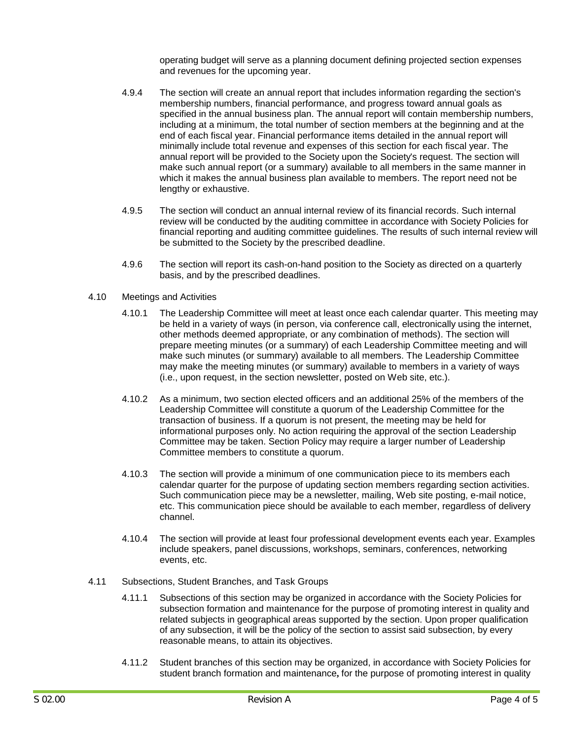operating budget will serve as a planning document defining projected section expenses and revenues for the upcoming year.

4.9.4 The section will create an annual report that includes information regarding the section's membership numbers, financial performance, and progress toward annual goals as specified in the annual business plan. The annual report will contain membership numbers, including at a minimum, the total number of section members at the beginning and at the end of each fiscal year. Financial performance items detailed in the annual report will minimally include total revenue and expenses of this section for each fiscal year. The annual report will be provided to the Society upon the Society's request. The section will make such annual report (or a summary) available to all members in the same manner in which it makes the annual business plan available to members. The report need not be lengthy or exhaustive.

4.9.5 The section will conduct an annual internal review of its financial records. Such internal review will be conducted by the auditing committee in accordance with Society Policies for financial reporting and auditing committee guidelines. The results of such internal review will be submitted to the Society by the prescribed deadline.

4.9.6 The section will report its cash-on-hand position to the Society as directed on a quarterly basis, and by the prescribed deadlines.

4.10 Meetings and Activities

4.10.1 The Leadership Committee will meet at least once each calendar quarter. This meeting may be held in a variety of ways (in person, via conference call, electronically using the internet, other methods deemed appropriate, or any combination of methods). The section will prepare meeting minutes (or a summary) of each Leadership Committee meeting and will make such minutes (or summary) available to all members. The Leadership Committee may make the meeting minutes (or summary) available to members in a variety of ways (i.e., upon request, in the section newsletter, posted on Web site, etc.).

4.10.2 As a minimum, two section elected officers and an additional 25% of the members of the Leadership Committee will constitute a quorum of the Leadership Committee for the transaction of business. If a quorum is not present, the meeting may be held for informational purposes only. No action requiring the approval of the section Leadership Committee may be taken. Section Policy may require a larger number of Leadership Committee members to constitute a quorum.

4.10.3 The section will provide a minimum of one communication piece to its members each calendar quarter for the purpose of updating section members regarding section activities. Such communication piece may be a newsletter, mailing, Web site posting, e-mail notice, etc. This communication piece should be available to each member, regardless of delivery channel.

4.10.4 The section will provide at least four professional development events each year. Examples include speakers, panel discussions, workshops, seminars, conferences, networking events, etc.

4.11 Subsections, Student Branches, and Task Groups

4.11.1 Subsections of this section may be organized in accordance with the Society Policies for subsection formation and maintenance for the purpose of promoting interest in quality and related subjects in geographical areas supported by the section. Upon proper qualification of any subsection, it will be the policy of the section to assist said subsection, by every reasonable means, to attain its objectives.

4.11.2 Student branches of this section may be organized, in accordance with Society Policies for student branch formation and maintenance**,** for the purpose of promoting interest in quality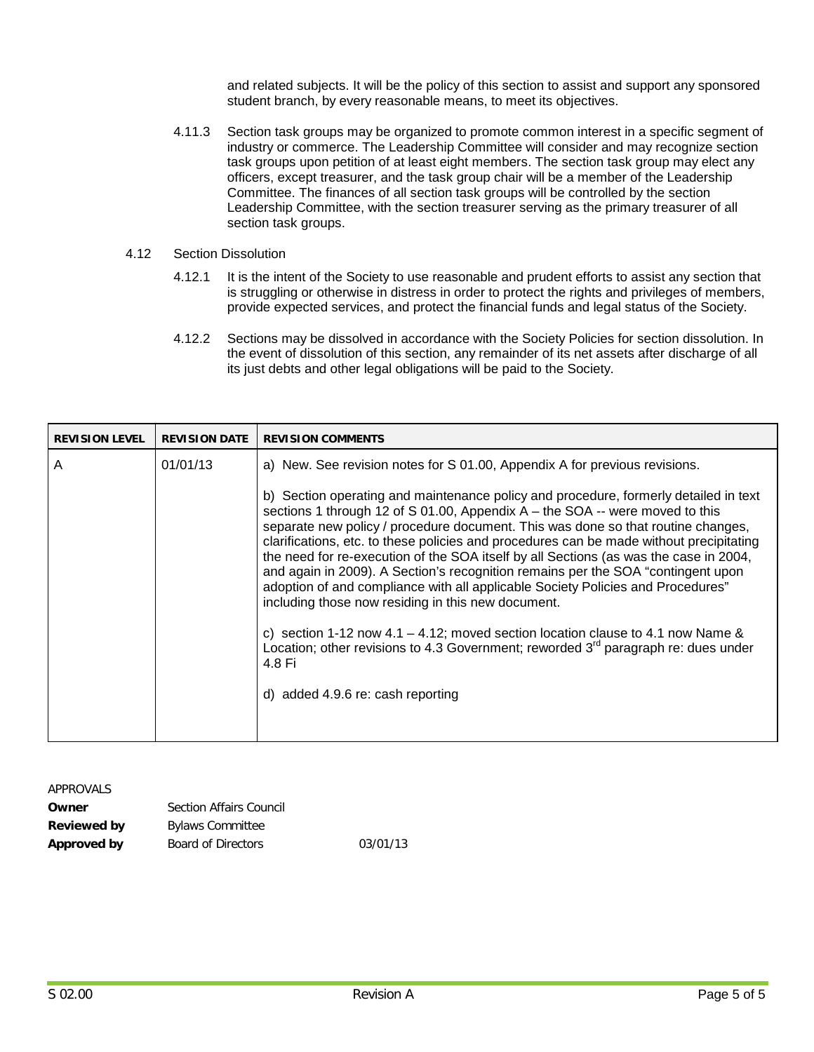and related subjects. It will be the policy of this section to assist and support any sponsored student branch, by every reasonable means, to meet its objectives.

4.11.3 Section task groups may be organized to promote common interest in a specific segment of industry or commerce. The Leadership Committee will consider and may recognize section task groups upon petition of at least eight members. The section task group may elect any officers, except treasurer, and the task group chair will be a member of the Leadership Committee. The finances of all section task groups will be controlled by the section Leadership Committee, with the section treasurer serving as the primary treasurer of all section task groups.

4.12 Section Dissolution

4.12.1 It is the intent of the Society to use reasonable and prudent efforts to assist any section that is struggling or otherwise in distress in order to protect the rights and privileges of members, provide expected services, and protect the financial funds and legal status of the Society.

4.12.2 Sections may be dissolved in accordance with the Society Policies for section dissolution. In the event of dissolution of this section, any remainder of its net assets after discharge of all its just debts and other legal obligations will be paid to the Society.

| REVISION LEVEL | REVISION DATE | REVISION COMMENTS |
|---|---|---|
| A | 01/01/13 | a) New. See revision notes for S 01.00, Appendix A for previous revisions.<br><br>b) Section operating and maintenance policy and procedure, formerly detailed in text sections 1 through 12 of S 01.00, Appendix A – the SOA -- were moved to this separate new policy / procedure document. This was done so that routine changes, clarifications, etc. to these policies and procedures can be made without precipitating the need for re-execution of the SOA itself by all Sections (as was the case in 2004, and again in 2009). A Section's recognition remains per the SOA "contingent upon adoption of and compliance with all applicable Society Policies and Procedures" including those now residing in this new document.<br><br>c) section 1-12 now 4.1 – 4.12; moved section location clause to 4.1 now Name & Location; other revisions to 4.3 Government; reworded 3rd paragraph re: dues under 4.8 Fi<br><br>d) added 4.9.6 re: cash reporting |

APPROVALS

**Owner** Section Affairs Council

**Reviewed by** Bylaws Committee

**Approved by** Board of Directors 03/01/13